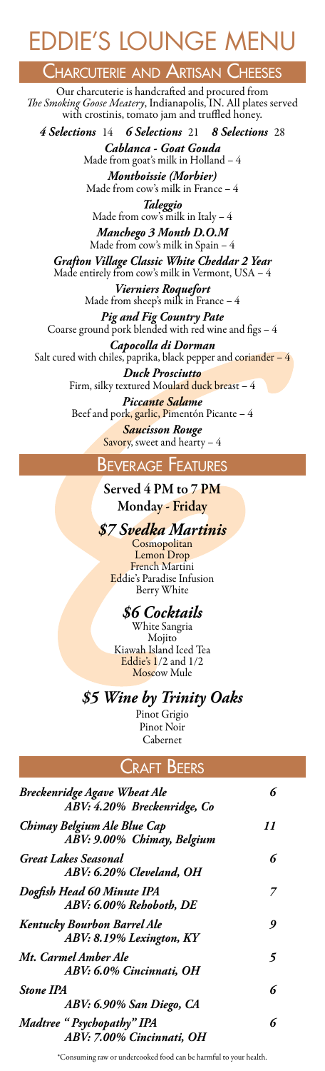# EDDIE'S LOUNGE MENU

## Charcuterie and Artisan Cheeses

Our charcuterie is handcrafted and procured from *The Smoking Goose Meatery*, Indianapolis, IN. All plates served with crostinis, tomato jam and truffled honey.

***4 Selections*** 14 ***6 Selections*** 21 ***8 Selections*** 28

***Cablanca - Goat Gouda***
Made from goat's milk in Holland – 4

***Montboissie (Morbier)***
Made from cow's milk in France – 4

***Taleggio***
Made from cow's milk in Italy – 4

***Manchego 3 Month D.O.M***
Made from cow's milk in Spain – 4

***Grafton Village Classic White Cheddar 2 Year***
Made entirely from cow's milk in Vermont, USA – 4

***Vierniers Roquefort***
Made from sheep's milk in France – 4

***Pig and Fig Country Pate***
Coarse ground pork blended with red wine and figs – 4

***Capocolla di Dorman***
Salt cured with chiles, paprika, black pepper and coriander – 4

***Duck Prosciutto***
Firm, silky textured Moulard duck breast – 4

***Piccante Salame***
Beef and pork, garlic, Pimentón Picante – 4

***Saucisson Rouge***
Savory, sweet and hearty – 4

## Beverage Features

**Served 4 PM to 7 PM**
**Monday - Friday**

### *$7 Svedka Martinis*

Cosmopolitan
Lemon Drop
French Martini
Eddie's Paradise Infusion
Berry White

### *$6 Cocktails*

White Sangria
Mojito
Kiawah Island Iced Tea
Eddie's 1/2 and 1/2
Moscow Mule

### *$5 Wine by Trinity Oaks*

Pinot Grigio
Pinot Noir
Cabernet

## Craft Beers

| Beer | Price |
|---|---|
| ***Breckenridge Agave Wheat Ale*** *ABV: 4.20% Breckenridge, Co* | *6* |
| ***Chimay Belgium Ale Blue Cap*** *ABV: 9.00% Chimay, Belgium* | *11* |
| ***Great Lakes Seasonal*** *ABV: 6.20% Cleveland, OH* | *6* |
| ***Dogfish Head 60 Minute IPA*** *ABV: 6.00% Rehoboth, DE* | *7* |
| ***Kentucky Bourbon Barrel Ale*** *ABV: 8.19% Lexington, KY* | *9* |
| ***Mt. Carmel Amber Ale*** *ABV: 6.0% Cincinnati, OH* | *5* |
| ***Stone IPA*** *ABV: 6.90% San Diego, CA* | *6* |
| ***Madtree " Psychopathy" IPA*** *ABV: 7.00% Cincinnati, OH* | *6* |

*Consuming raw or undercooked food can be harmful to your health.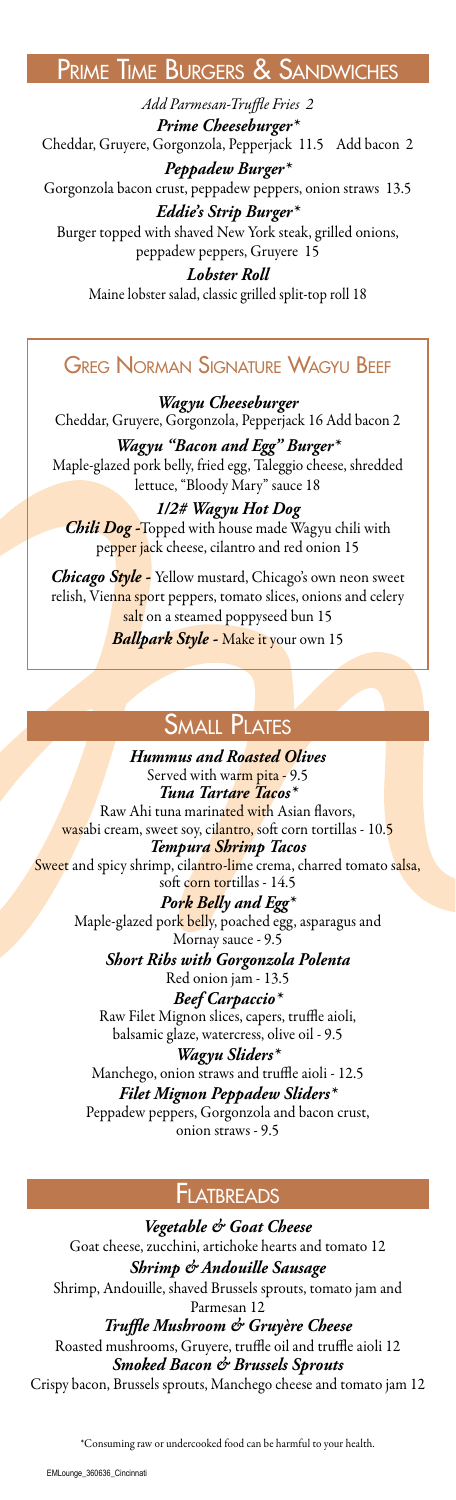## Prime Time Burgers & Sandwiches

*Add Parmesan-Truffle Fries 2*

***Prime Cheeseburger****

Cheddar, Gruyere, Gorgonzola, Pepperjack 11.5 Add bacon 2

***Peppadew Burger****

Gorgonzola bacon crust, peppadew peppers, onion straws 13.5

***Eddie's Strip Burger****

Burger topped with shaved New York steak, grilled onions, peppadew peppers, Gruyere 15

***Lobster Roll***

Maine lobster salad, classic grilled split-top roll 18

## Greg Norman Signature Wagyu Beef

***Wagyu Cheeseburger***

Cheddar, Gruyere, Gorgonzola, Pepperjack 16 Add bacon 2

***Wagyu "Bacon and Egg" Burger****

Maple-glazed pork belly, fried egg, Taleggio cheese, shredded lettuce, "Bloody Mary" sauce 18

***1/2# Wagyu Hot Dog***

***Chili Dog*** - Topped with house made Wagyu chili with pepper jack cheese, cilantro and red onion 15

***Chicago Style*** - Yellow mustard, Chicago's own neon sweet relish, Vienna sport peppers, tomato slices, onions and celery salt on a steamed poppyseed bun 15

***Ballpark Style*** - Make it your own 15

## Small Plates

***Hummus and Roasted Olives***

Served with warm pita - 9.5

***Tuna Tartare Tacos****

Raw Ahi tuna marinated with Asian flavors, wasabi cream, sweet soy, cilantro, soft corn tortillas - 10.5

***Tempura Shrimp Tacos***

Sweet and spicy shrimp, cilantro-lime crema, charred tomato salsa, soft corn tortillas - 14.5

***Pork Belly and Egg****

Maple-glazed pork belly, poached egg, asparagus and Mornay sauce - 9.5

***Short Ribs with Gorgonzola Polenta***

Red onion jam - 13.5

***Beef Carpaccio****

Raw Filet Mignon slices, capers, truffle aioli, balsamic glaze, watercress, olive oil - 9.5

***Wagyu Sliders****

Manchego, onion straws and truffle aioli - 12.5

***Filet Mignon Peppadew Sliders****

Peppadew peppers, Gorgonzola and bacon crust, onion straws - 9.5

## Flatbreads

***Vegetable & Goat Cheese***

Goat cheese, zucchini, artichoke hearts and tomato 12

***Shrimp & Andouille Sausage***

Shrimp, Andouille, shaved Brussels sprouts, tomato jam and Parmesan 12

***Truffle Mushroom & Gruyère Cheese***

Roasted mushrooms, Gruyere, truffle oil and truffle aioli 12

***Smoked Bacon & Brussels Sprouts***

Crispy bacon, Brussels sprouts, Manchego cheese and tomato jam 12

*Consuming raw or undercooked food can be harmful to your health.

EMLounge_360636_Cincinnati